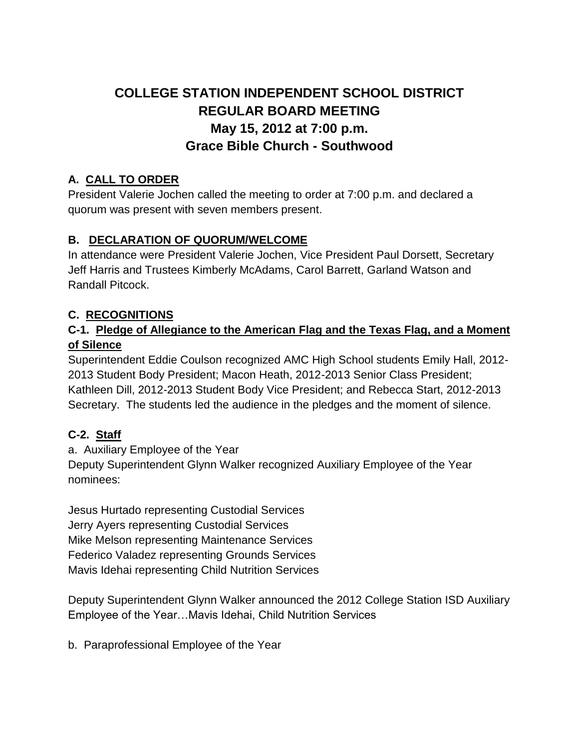# COLLEGE STATION INDEPENDENT SCHOOL DISTRICT
# REGULAR BOARD MEETING
## May 15, 2012 at 7:00 p.m.
## Grace Bible Church - Southwood

### A. CALL TO ORDER

President Valerie Jochen called the meeting to order at 7:00 p.m. and declared a quorum was present with seven members present.

### B. DECLARATION OF QUORUM/WELCOME

In attendance were President Valerie Jochen, Vice President Paul Dorsett, Secretary Jeff Harris and Trustees Kimberly McAdams, Carol Barrett, Garland Watson and Randall Pitcock.

### C. RECOGNITIONS

#### C-1. Pledge of Allegiance to the American Flag and the Texas Flag, and a Moment of Silence

Superintendent Eddie Coulson recognized AMC High School students Emily Hall, 2012-2013 Student Body President; Macon Heath, 2012-2013 Senior Class President; Kathleen Dill, 2012-2013 Student Body Vice President; and Rebecca Start, 2012-2013 Secretary. The students led the audience in the pledges and the moment of silence.

#### C-2. Staff

a. Auxiliary Employee of the Year

Deputy Superintendent Glynn Walker recognized Auxiliary Employee of the Year nominees:

Jesus Hurtado representing Custodial Services
Jerry Ayers representing Custodial Services
Mike Melson representing Maintenance Services
Federico Valadez representing Grounds Services
Mavis Idehai representing Child Nutrition Services

Deputy Superintendent Glynn Walker announced the 2012 College Station ISD Auxiliary Employee of the Year…Mavis Idehai, Child Nutrition Services

b. Paraprofessional Employee of the Year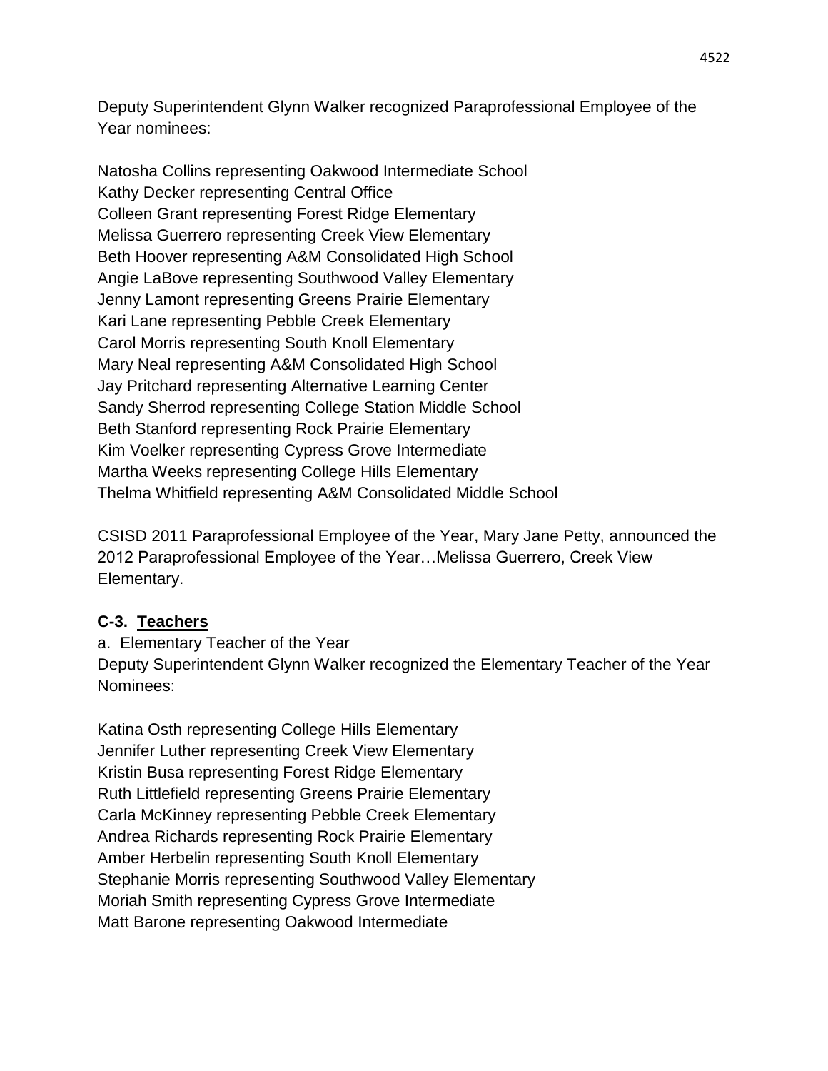Deputy Superintendent Glynn Walker recognized Paraprofessional Employee of the Year nominees:

Natosha Collins representing Oakwood Intermediate School
Kathy Decker representing Central Office
Colleen Grant representing Forest Ridge Elementary
Melissa Guerrero representing Creek View Elementary
Beth Hoover representing A&M Consolidated High School
Angie LaBove representing Southwood Valley Elementary
Jenny Lamont representing Greens Prairie Elementary
Kari Lane representing Pebble Creek Elementary
Carol Morris representing South Knoll Elementary
Mary Neal representing A&M Consolidated High School
Jay Pritchard representing Alternative Learning Center
Sandy Sherrod representing College Station Middle School
Beth Stanford representing Rock Prairie Elementary
Kim Voelker representing Cypress Grove Intermediate
Martha Weeks representing College Hills Elementary
Thelma Whitfield representing A&M Consolidated Middle School

CSISD 2011 Paraprofessional Employee of the Year, Mary Jane Petty, announced the 2012 Paraprofessional Employee of the Year…Melissa Guerrero, Creek View Elementary.

**C-3. Teachers**

a. Elementary Teacher of the Year
Deputy Superintendent Glynn Walker recognized the Elementary Teacher of the Year Nominees:

Katina Osth representing College Hills Elementary
Jennifer Luther representing Creek View Elementary
Kristin Busa representing Forest Ridge Elementary
Ruth Littlefield representing Greens Prairie Elementary
Carla McKinney representing Pebble Creek Elementary
Andrea Richards representing Rock Prairie Elementary
Amber Herbelin representing South Knoll Elementary
Stephanie Morris representing Southwood Valley Elementary
Moriah Smith representing Cypress Grove Intermediate
Matt Barone representing Oakwood Intermediate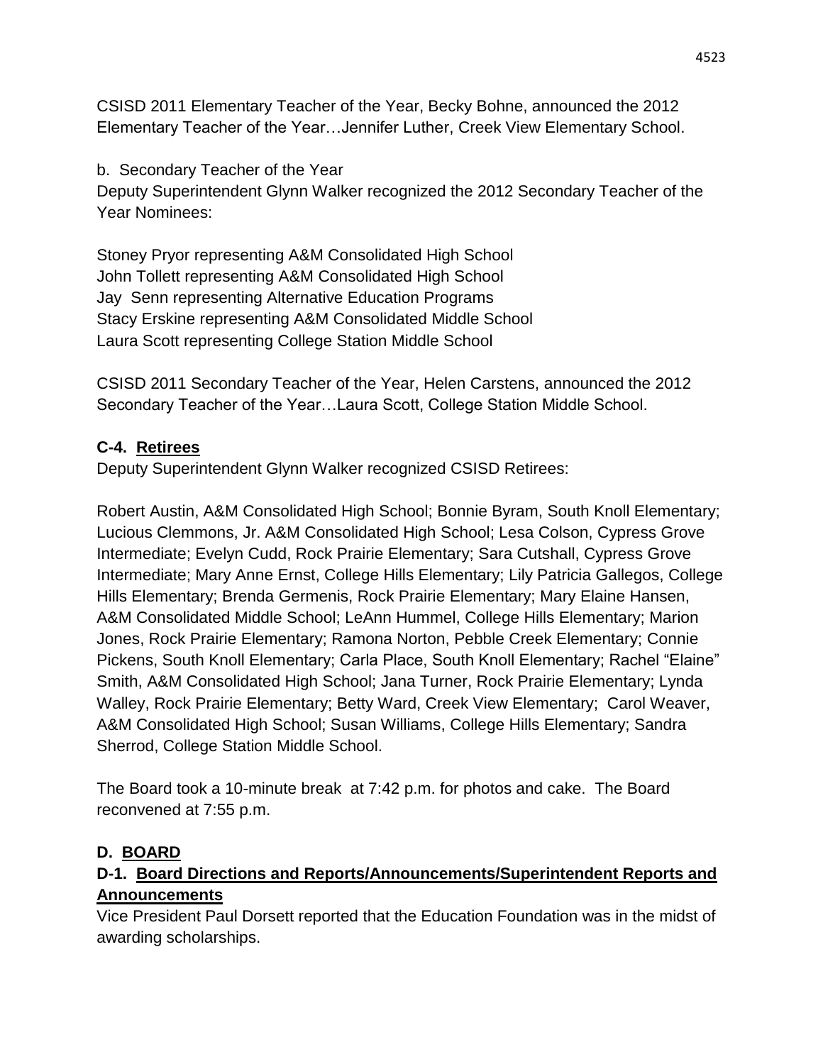CSISD 2011 Elementary Teacher of the Year, Becky Bohne, announced the 2012 Elementary Teacher of the Year…Jennifer Luther, Creek View Elementary School.

b. Secondary Teacher of the Year

Deputy Superintendent Glynn Walker recognized the 2012 Secondary Teacher of the Year Nominees:

Stoney Pryor representing A&M Consolidated High School  
John Tollett representing A&M Consolidated High School  
Jay Senn representing Alternative Education Programs  
Stacy Erskine representing A&M Consolidated Middle School  
Laura Scott representing College Station Middle School

CSISD 2011 Secondary Teacher of the Year, Helen Carstens, announced the 2012 Secondary Teacher of the Year…Laura Scott, College Station Middle School.

## C-4. Retirees

Deputy Superintendent Glynn Walker recognized CSISD Retirees:

Robert Austin, A&M Consolidated High School; Bonnie Byram, South Knoll Elementary; Lucious Clemmons, Jr. A&M Consolidated High School; Lesa Colson, Cypress Grove Intermediate; Evelyn Cudd, Rock Prairie Elementary; Sara Cutshall, Cypress Grove Intermediate; Mary Anne Ernst, College Hills Elementary; Lily Patricia Gallegos, College Hills Elementary; Brenda Germenis, Rock Prairie Elementary; Mary Elaine Hansen, A&M Consolidated Middle School; LeAnn Hummel, College Hills Elementary; Marion Jones, Rock Prairie Elementary; Ramona Norton, Pebble Creek Elementary; Connie Pickens, South Knoll Elementary; Carla Place, South Knoll Elementary; Rachel "Elaine" Smith, A&M Consolidated High School; Jana Turner, Rock Prairie Elementary; Lynda Walley, Rock Prairie Elementary; Betty Ward, Creek View Elementary; Carol Weaver, A&M Consolidated High School; Susan Williams, College Hills Elementary; Sandra Sherrod, College Station Middle School.

The Board took a 10-minute break at 7:42 p.m. for photos and cake. The Board reconvened at 7:55 p.m.

# D. BOARD

## D-1. Board Directions and Reports/Announcements/Superintendent Reports and Announcements

Vice President Paul Dorsett reported that the Education Foundation was in the midst of awarding scholarships.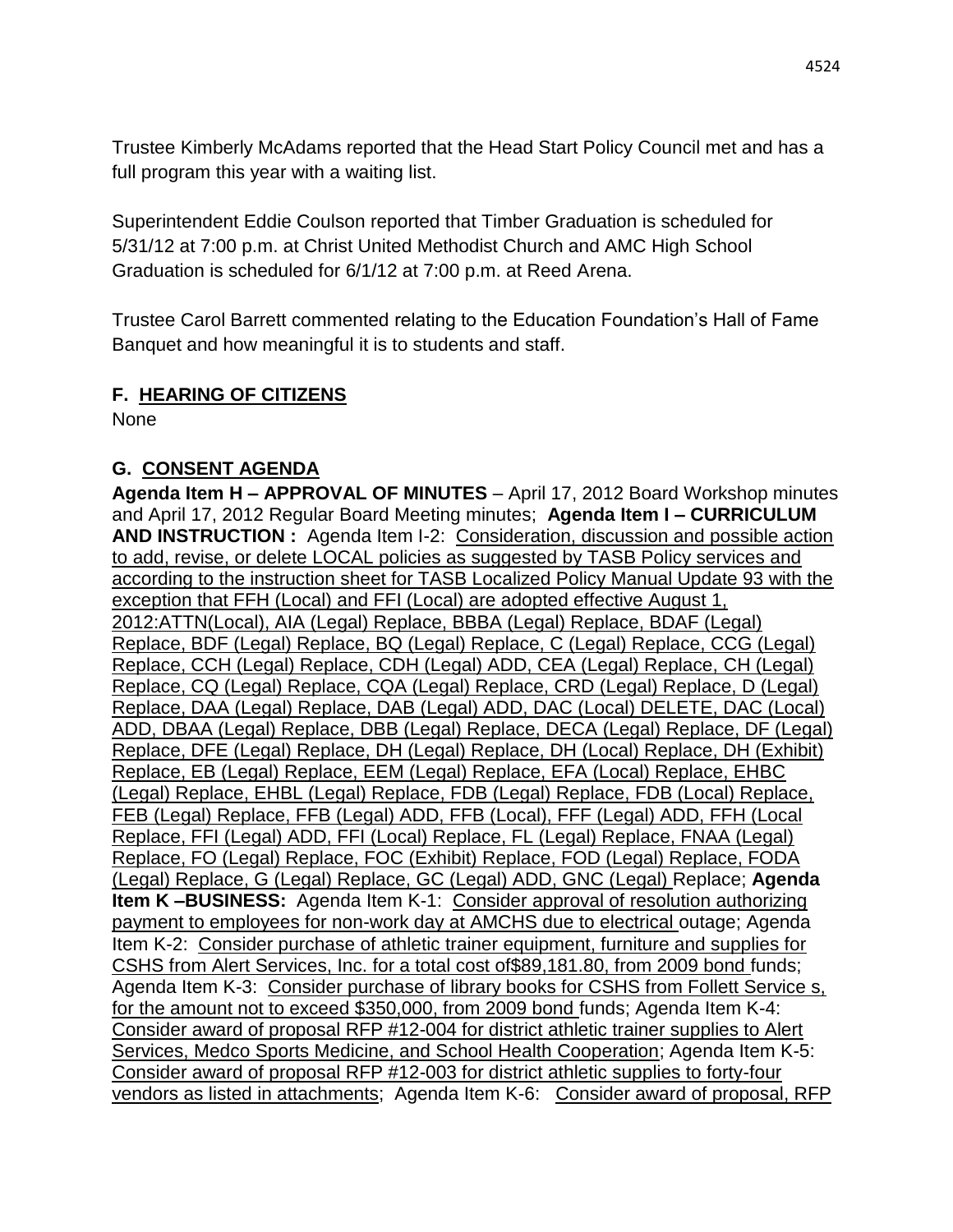Trustee Kimberly McAdams reported that the Head Start Policy Council met and has a full program this year with a waiting list.

Superintendent Eddie Coulson reported that Timber Graduation is scheduled for 5/31/12 at 7:00 p.m. at Christ United Methodist Church and AMC High School Graduation is scheduled for 6/1/12 at 7:00 p.m. at Reed Arena.

Trustee Carol Barrett commented relating to the Education Foundation's Hall of Fame Banquet and how meaningful it is to students and staff.

## F. HEARING OF CITIZENS

None

## G. CONSENT AGENDA

**Agenda Item H – APPROVAL OF MINUTES** – April 17, 2012 Board Workshop minutes and April 17, 2012 Regular Board Meeting minutes; **Agenda Item I – CURRICULUM AND INSTRUCTION :** Agenda Item I-2: Consideration, discussion and possible action to add, revise, or delete LOCAL policies as suggested by TASB Policy services and according to the instruction sheet for TASB Localized Policy Manual Update 93 with the exception that FFH (Local) and FFI (Local) are adopted effective August 1, 2012:ATTN(Local), AIA (Legal) Replace, BBBA (Legal) Replace, BDAF (Legal) Replace, BDF (Legal) Replace, BQ (Legal) Replace, C (Legal) Replace, CCG (Legal) Replace, CCH (Legal) Replace, CDH (Legal) ADD, CEA (Legal) Replace, CH (Legal) Replace, CQ (Legal) Replace, CQA (Legal) Replace, CRD (Legal) Replace, D (Legal) Replace, DAA (Legal) Replace, DAB (Legal) ADD, DAC (Local) DELETE, DAC (Local) ADD, DBAA (Legal) Replace, DBB (Legal) Replace, DECA (Legal) Replace, DF (Legal) Replace, DFE (Legal) Replace, DH (Legal) Replace, DH (Local) Replace, DH (Exhibit) Replace, EB (Legal) Replace, EEM (Legal) Replace, EFA (Local) Replace, EHBC (Legal) Replace, EHBL (Legal) Replace, FDB (Legal) Replace, FDB (Local) Replace, FEB (Legal) Replace, FFB (Legal) ADD, FFB (Local), FFF (Legal) ADD, FFH (Local Replace, FFI (Legal) ADD, FFI (Local) Replace, FL (Legal) Replace, FNAA (Legal) Replace, FO (Legal) Replace, FOC (Exhibit) Replace, FOD (Legal) Replace, FODA (Legal) Replace, G (Legal) Replace, GC (Legal) ADD, GNC (Legal) Replace; **Agenda Item K –BUSINESS:** Agenda Item K-1: Consider approval of resolution authorizing payment to employees for non-work day at AMCHS due to electrical outage; Agenda Item K-2: Consider purchase of athletic trainer equipment, furniture and supplies for CSHS from Alert Services, Inc. for a total cost of$89,181.80, from 2009 bond funds; Agenda Item K-3: Consider purchase of library books for CSHS from Follett Service s, for the amount not to exceed $350,000, from 2009 bond funds; Agenda Item K-4: Consider award of proposal RFP #12-004 for district athletic trainer supplies to Alert Services, Medco Sports Medicine, and School Health Cooperation; Agenda Item K-5: Consider award of proposal RFP #12-003 for district athletic supplies to forty-four vendors as listed in attachments; Agenda Item K-6: Consider award of proposal, RFP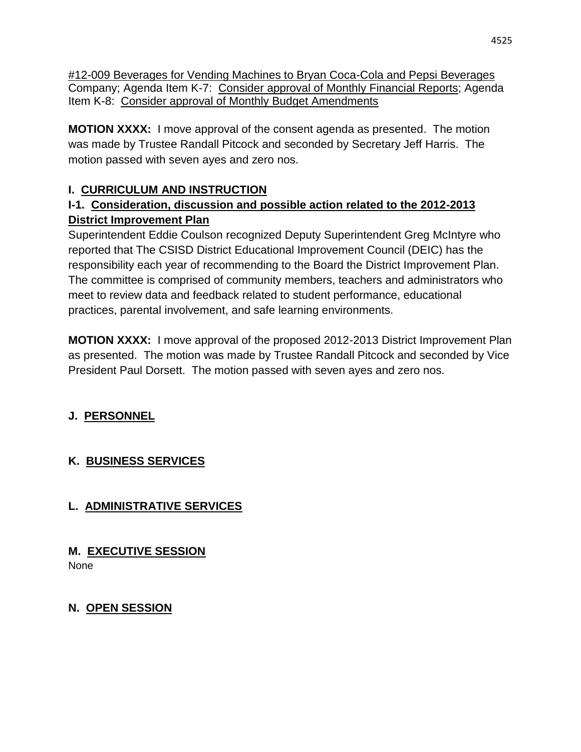<u>#12-009 Beverages for Vending Machines to Bryan Coca-Cola and Pepsi Beverages</u> Company; Agenda Item K-7: <u>Consider approval of Monthly Financial Reports</u>; Agenda Item K-8: <u>Consider approval of Monthly Budget Amendments</u>

**MOTION XXXX:** I move approval of the consent agenda as presented. The motion was made by Trustee Randall Pitcock and seconded by Secretary Jeff Harris. The motion passed with seven ayes and zero nos.

**I. CURRICULUM AND INSTRUCTION**

**I-1. Consideration, discussion and possible action related to the 2012-2013 District Improvement Plan**

Superintendent Eddie Coulson recognized Deputy Superintendent Greg McIntyre who reported that The CSISD District Educational Improvement Council (DEIC) has the responsibility each year of recommending to the Board the District Improvement Plan. The committee is comprised of community members, teachers and administrators who meet to review data and feedback related to student performance, educational practices, parental involvement, and safe learning environments.

**MOTION XXXX:** I move approval of the proposed 2012-2013 District Improvement Plan as presented. The motion was made by Trustee Randall Pitcock and seconded by Vice President Paul Dorsett. The motion passed with seven ayes and zero nos.

**J. PERSONNEL**

**K. BUSINESS SERVICES**

**L. ADMINISTRATIVE SERVICES**

**M. EXECUTIVE SESSION**

None

**N. OPEN SESSION**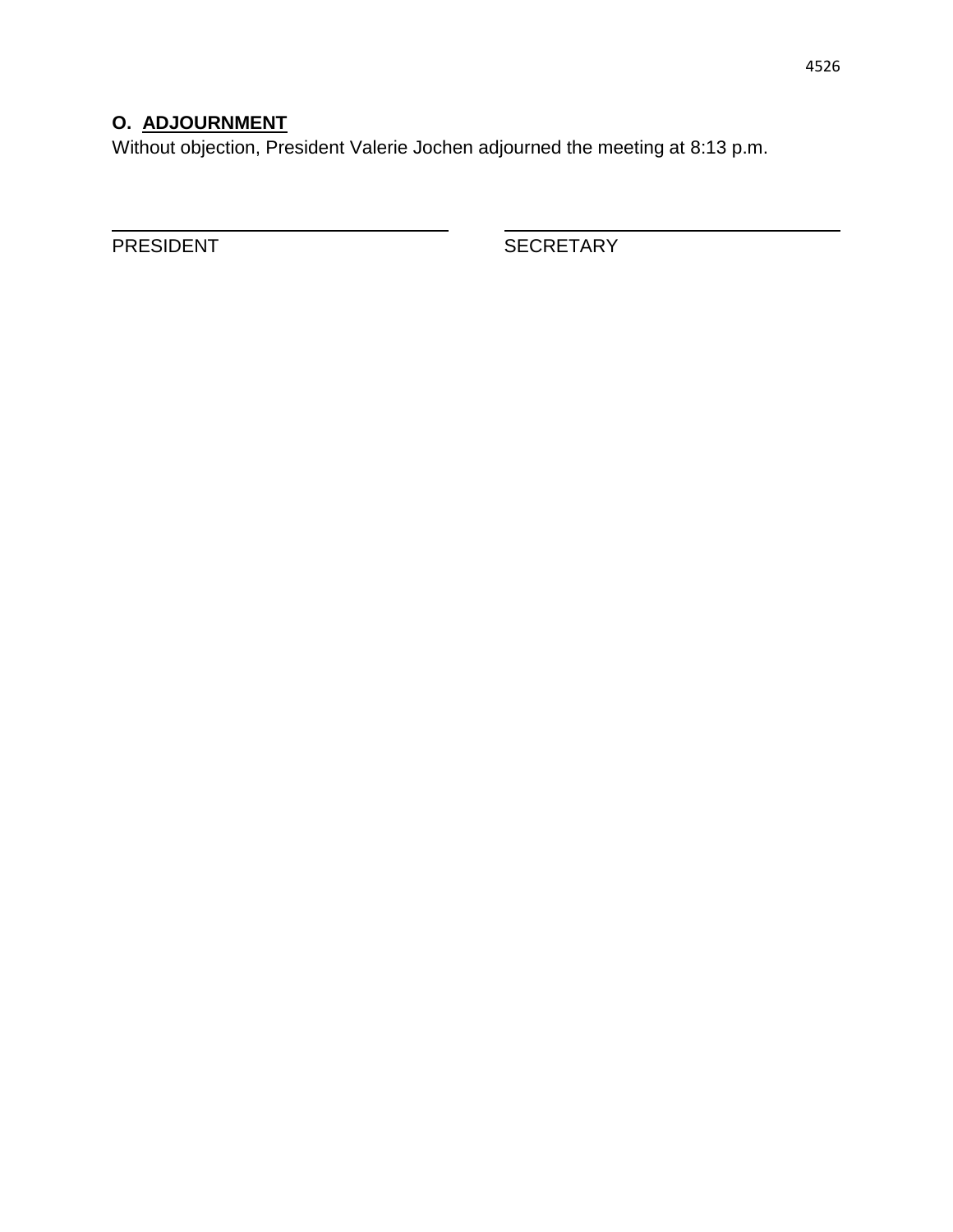### O. ADJOURNMENT

Without objection, President Valerie Jochen adjourned the meeting at 8:13 p.m.

PRESIDENT

SECRETARY